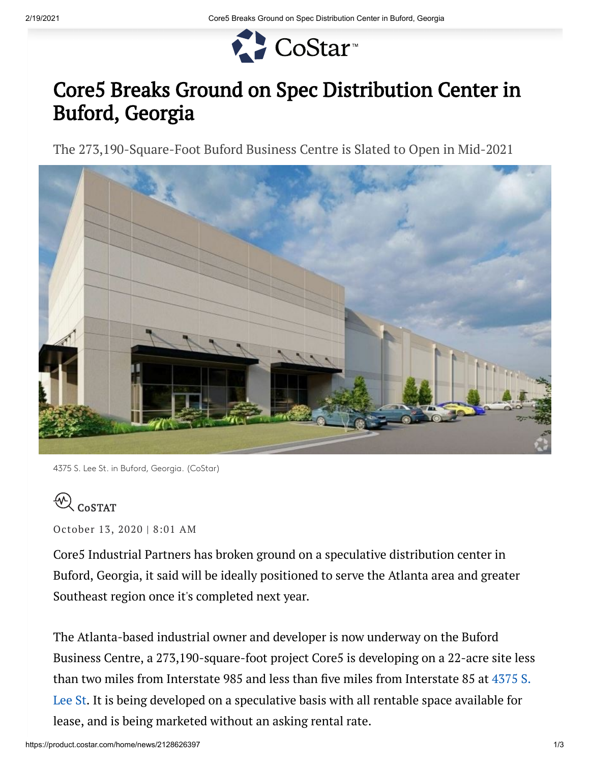# Core5 Breaks Ground on Spec Distribution Center in Buford, Georgia

The 273,190-Square-Foot Buford Business Centre is Slated to Open in Mid-2021

4375 S. Lee St. in Buford, Georgia. (CoStar)

CoSTAT

October 13, 2020 | 8:01 AM

Core5 Industrial Partners has broken ground on a speculative distribution center in Buford, Georgia, it said will be ideally positioned to serve the Atlanta area and greater Southeast region once it's completed next year.

The Atlanta-based industrial owner and developer is now underway on the Buford Business Centre, a 273,190-square-foot project Core5 is developing on a 22-acre site less than two miles from Interstate 985 and less than five miles from Interstate 85 at 4375 S. Lee St. It is being developed on a speculative basis with all rentable space available for lease, and is being marketed without an asking rental rate.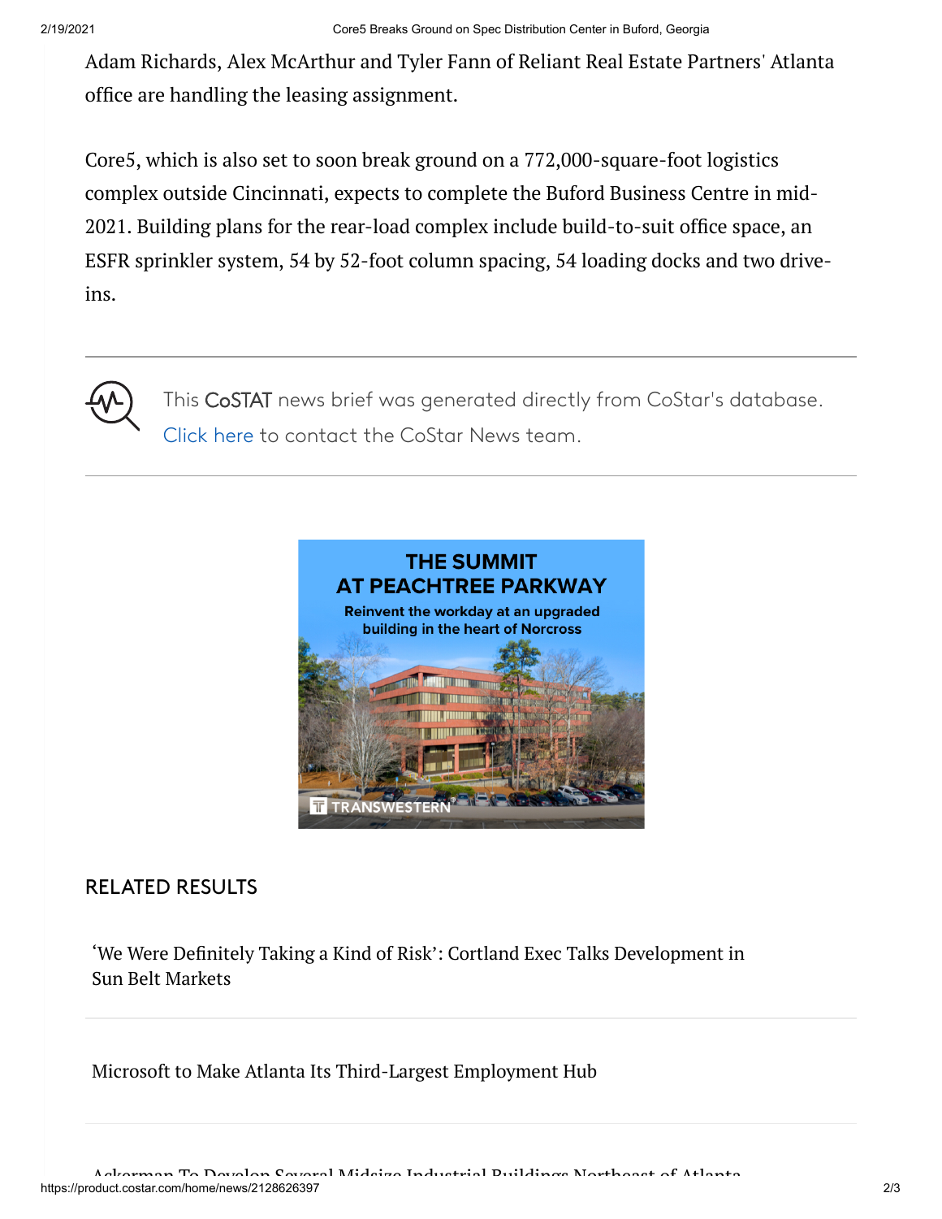Adam Richards, Alex McArthur and Tyler Fann of Reliant Real Estate Partners' Atlanta office are handling the leasing assignment.

Core5, which is also set to soon break ground on a 772,000-square-foot logistics complex outside Cincinnati, expects to complete the Buford Business Centre in mid-2021. Building plans for the rear-load complex include build-to-suit office space, an ESFR sprinkler system, 54 by 52-foot column spacing, 54 loading docks and two drive-ins.

---

This CoSTAT news brief was generated directly from CoStar's database. Click here to contact the CoStar News team.

---

THE SUMMIT AT PEACHTREE PARKWAY

Reinvent the workday at an upgraded building in the heart of Norcross

TRANSWESTERN

## RELATED RESULTS

'We Were Definitely Taking a Kind of Risk': Cortland Exec Talks Development in Sun Belt Markets

Microsoft to Make Atlanta Its Third-Largest Employment Hub

Ackerman To Develop Several Midsize Industrial Buildings Northeast of Atlanta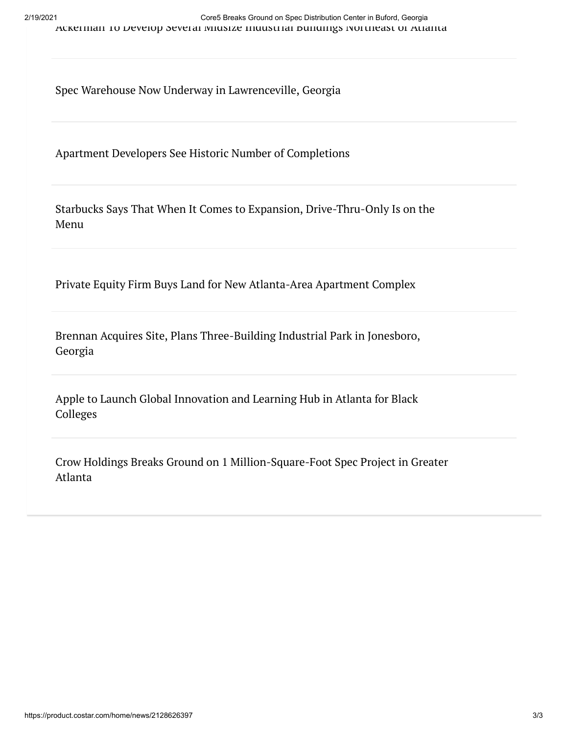Ackerman To Develop Several Midsize Industrial Buildings Northeast of Atlanta

Spec Warehouse Now Underway in Lawrenceville, Georgia

Apartment Developers See Historic Number of Completions

Starbucks Says That When It Comes to Expansion, Drive-Thru-Only Is on the Menu

Private Equity Firm Buys Land for New Atlanta-Area Apartment Complex

Brennan Acquires Site, Plans Three-Building Industrial Park in Jonesboro, Georgia

Apple to Launch Global Innovation and Learning Hub in Atlanta for Black Colleges

Crow Holdings Breaks Ground on 1 Million-Square-Foot Spec Project in Greater Atlanta